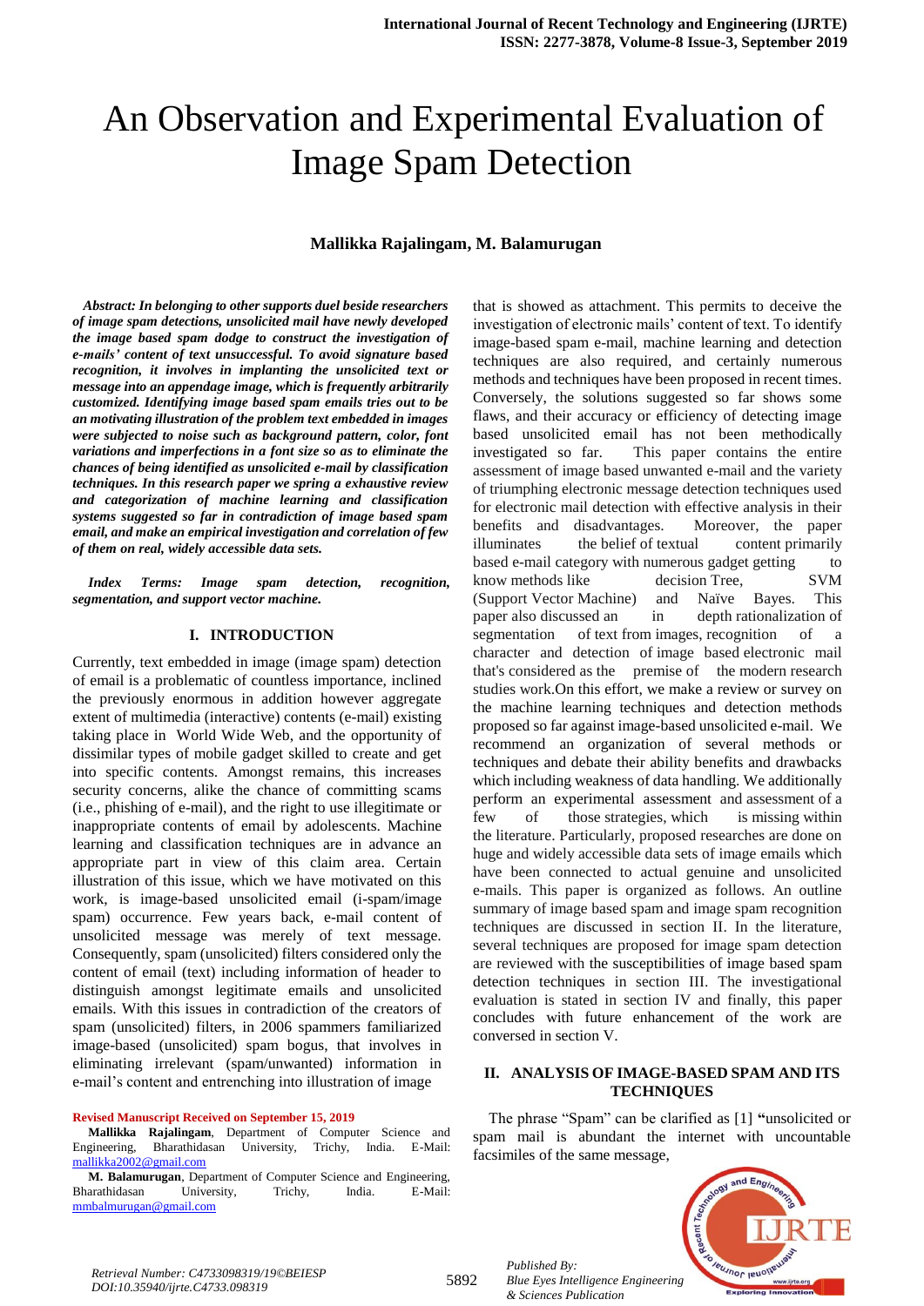# An Observation and Experimental Evaluation of Image Spam Detection

**Mallikka Rajalingam, M. Balamurugan**

***Abstract: In belonging to other supports duel beside researchers of image spam detections, unsolicited mail have newly developed the image based spam dodge to construct the investigation of e-mails' content of text unsuccessful. To avoid signature based recognition, it involves in implanting the unsolicited text or message into an appendage image, which is frequently arbitrarily customized. Identifying image based spam emails tries out to be an motivating illustration of the problem text embedded in images were subjected to noise such as background pattern, color, font variations and imperfections in a font size so as to eliminate the chances of being identified as unsolicited e-mail by classification techniques. In this research paper we spring a exhaustive review and categorization of machine learning and classification systems suggested so far in contradiction of image based spam email, and make an empirical investigation and correlation of few of them on real, widely accessible data sets.***

***Index Terms: Image spam detection, recognition, segmentation, and support vector machine.***

## I. INTRODUCTION

Currently, text embedded in image (image spam) detection of email is a problematic of countless importance, inclined the previously enormous in addition however aggregate extent of multimedia (interactive) contents (e-mail) existing taking place in World Wide Web, and the opportunity of dissimilar types of mobile gadget skilled to create and get into specific contents. Amongst remains, this increases security concerns, alike the chance of committing scams (i.e., phishing of e-mail), and the right to use illegitimate or inappropriate contents of email by adolescents. Machine learning and classification techniques are in advance an appropriate part in view of this claim area. Certain illustration of this issue, which we have motivated on this work, is image-based unsolicited email (i-spam/image spam) occurrence. Few years back, e-mail content of unsolicited message was merely of text message. Consequently, spam (unsolicited) filters considered only the content of email (text) including information of header to distinguish amongst legitimate emails and unsolicited emails. With this issues in contradiction of the creators of spam (unsolicited) filters, in 2006 spammers familiarized image-based (unsolicited) spam bogus, that involves in eliminating irrelevant (spam/unwanted) information in e-mail's content and entrenching into illustration of image that is showed as attachment. This permits to deceive the investigation of electronic mails' content of text. To identify image-based spam e-mail, machine learning and detection techniques are also required, and certainly numerous methods and techniques have been proposed in recent times. Conversely, the solutions suggested so far shows some flaws, and their accuracy or efficiency of detecting image based unsolicited email has not been methodically investigated so far. This paper contains the entire assessment of image based unwanted e-mail and the variety of triumphing electronic message detection techniques used for electronic mail detection with effective analysis in their benefits and disadvantages. Moreover, the paper illuminates the belief of textual content primarily based e-mail category with numerous gadget getting to know methods like decision Tree, SVM (Support Vector Machine) and Naïve Bayes. This paper also discussed an in depth rationalization of segmentation of text from images, recognition of a character and detection of image based electronic mail that's considered as the premise of the modern research studies work.On this effort, we make a review or survey on the machine learning techniques and detection methods proposed so far against image-based unsolicited e-mail. We recommend an organization of several methods or techniques and debate their ability benefits and drawbacks which including weakness of data handling. We additionally perform an experimental assessment and assessment of a few of those strategies, which is missing within the literature. Particularly, proposed researches are done on huge and widely accessible data sets of image emails which have been connected to actual genuine and unsolicited e-mails. This paper is organized as follows. An outline summary of image based spam and image spam recognition techniques are discussed in section II. In the literature, several techniques are proposed for image spam detection are reviewed with the susceptibilities of image based spam detection techniques in section III. The investigational evaluation is stated in section IV and finally, this paper concludes with future enhancement of the work are conversed in section V.

## II. ANALYSIS OF IMAGE-BASED SPAM AND ITS TECHNIQUES

The phrase "Spam" can be clarified as [1] **"**unsolicited or spam mail is abundant the internet with uncountable facsimiles of the same message,

**Revised Manuscript Received on September 15, 2019**

**Mallikka Rajalingam**, Department of Computer Science and Engineering, Bharathidasan University, Trichy, India. E-Mail: mallikka2002@gmail.com

**M. Balamurugan**, Department of Computer Science and Engineering, Bharathidasan University, Trichy, India. E-Mail: mmbalmurugan@gmail.com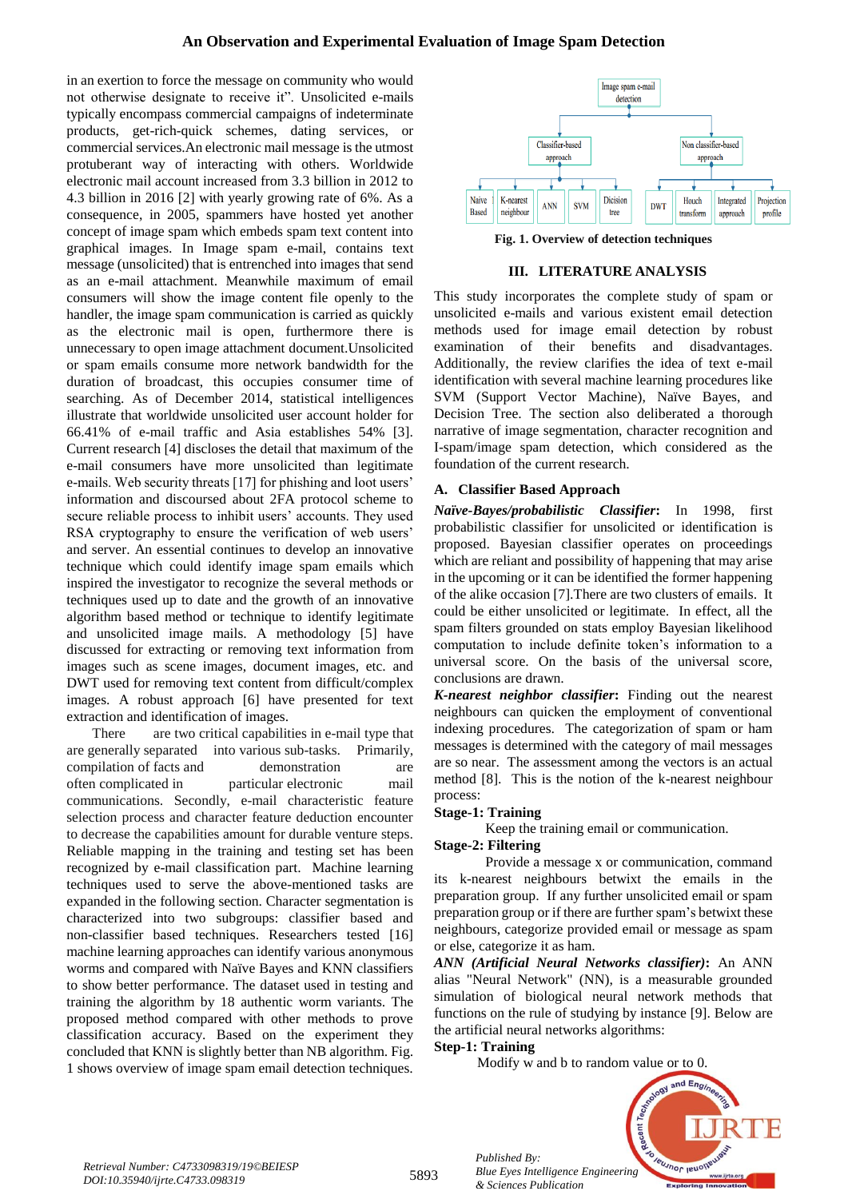in an exertion to force the message on community who would not otherwise designate to receive it". Unsolicited e-mails typically encompass commercial campaigns of indeterminate products, get-rich-quick schemes, dating services, or commercial services.An electronic mail message is the utmost protuberant way of interacting with others. Worldwide electronic mail account increased from 3.3 billion in 2012 to 4.3 billion in 2016 [2] with yearly growing rate of 6%. As a consequence, in 2005, spammers have hosted yet another concept of image spam which embeds spam text content into graphical images. In Image spam e-mail, contains text message (unsolicited) that is entrenched into images that send as an e-mail attachment. Meanwhile maximum of email consumers will show the image content file openly to the handler, the image spam communication is carried as quickly as the electronic mail is open, furthermore there is unnecessary to open image attachment document.Unsolicited or spam emails consume more network bandwidth for the duration of broadcast, this occupies consumer time of searching. As of December 2014, statistical intelligences illustrate that worldwide unsolicited user account holder for 66.41% of e-mail traffic and Asia establishes 54% [3]. Current research [4] discloses the detail that maximum of the e-mail consumers have more unsolicited than legitimate e-mails. Web security threats [17] for phishing and loot users' information and discoursed about 2FA protocol scheme to secure reliable process to inhibit users' accounts. They used RSA cryptography to ensure the verification of web users' and server. An essential continues to develop an innovative technique which could identify image spam emails which inspired the investigator to recognize the several methods or techniques used up to date and the growth of an innovative algorithm based method or technique to identify legitimate and unsolicited image mails. A methodology [5] have discussed for extracting or removing text information from images such as scene images, document images, etc. and DWT used for removing text content from difficult/complex images. A robust approach [6] have presented for text extraction and identification of images.

There are two critical capabilities in e-mail type that are generally separated into various sub-tasks. Primarily, compilation of facts and demonstration are often complicated in particular electronic mail communications. Secondly, e-mail characteristic feature selection process and character feature deduction encounter to decrease the capabilities amount for durable venture steps. Reliable mapping in the training and testing set has been recognized by e-mail classification part. Machine learning techniques used to serve the above-mentioned tasks are expanded in the following section. Character segmentation is characterized into two subgroups: classifier based and non-classifier based techniques. Researchers tested [16] machine learning approaches can identify various anonymous worms and compared with Naïve Bayes and KNN classifiers to show better performance. The dataset used in testing and training the algorithm by 18 authentic worm variants. The proposed method compared with other methods to prove classification accuracy. Based on the experiment they concluded that KNN is slightly better than NB algorithm. Fig. 1 shows overview of image spam email detection techniques.

Fig. 1. Overview of detection techniques

## III. LITERATURE ANALYSIS

This study incorporates the complete study of spam or unsolicited e-mails and various existent email detection methods used for image email detection by robust examination of their benefits and disadvantages. Additionally, the review clarifies the idea of text e-mail identification with several machine learning procedures like SVM (Support Vector Machine), Naïve Bayes, and Decision Tree. The section also deliberated a thorough narrative of image segmentation, character recognition and I-spam/image spam detection, which considered as the foundation of the current research.

### A. Classifier Based Approach

***Naïve-Bayes/probabilistic Classifier*:** In 1998, first probabilistic classifier for unsolicited or identification is proposed. Bayesian classifier operates on proceedings which are reliant and possibility of happening that may arise in the upcoming or it can be identified the former happening of the alike occasion [7].There are two clusters of emails. It could be either unsolicited or legitimate. In effect, all the spam filters grounded on stats employ Bayesian likelihood computation to include definite token's information to a universal score. On the basis of the universal score, conclusions are drawn.

***K-nearest neighbor classifier*:** Finding out the nearest neighbours can quicken the employment of conventional indexing procedures. The categorization of spam or ham messages is determined with the category of mail messages are so near. The assessment among the vectors is an actual method [8]. This is the notion of the k-nearest neighbour process:

**Stage-1: Training**

Keep the training email or communication.

**Stage-2: Filtering**

Provide a message x or communication, command its k-nearest neighbours betwixt the emails in the preparation group. If any further unsolicited email or spam preparation group or if there are further spam's betwixt these neighbours, categorize provided email or message as spam or else, categorize it as ham.

***ANN (Artificial Neural Networks classifier)*:** An ANN alias "Neural Network" (NN), is a measurable grounded simulation of biological neural network methods that functions on the rule of studying by instance [9]. Below are the artificial neural networks algorithms:

**Step-1: Training**

Modify w and b to random value or to 0.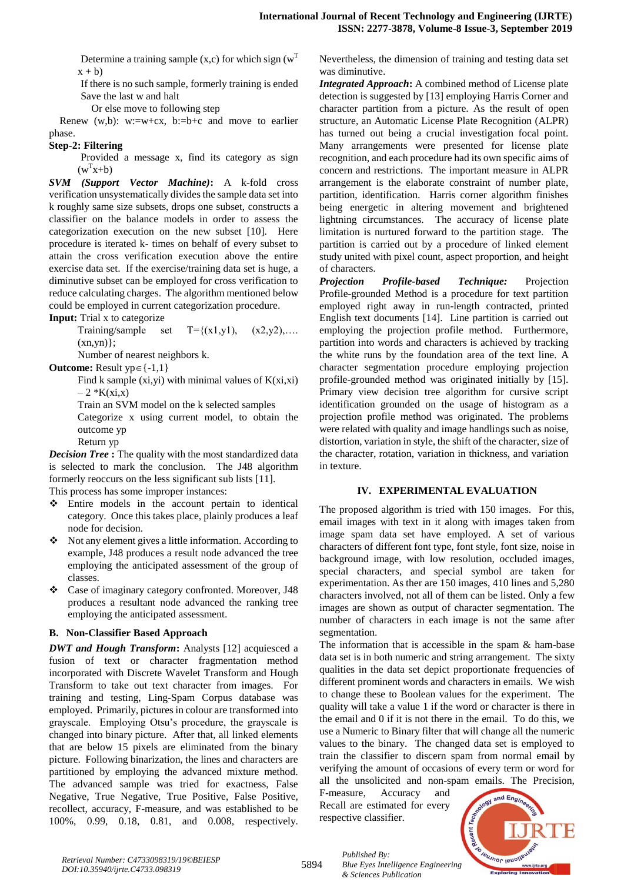Determine a training sample (x,c) for which sign ($w^T x + b$)

If there is no such sample, formerly training is ended

Save the last w and halt

Or else move to following step

Renew (w,b): w:=w+cx, b:=b+c and move to earlier phase.

**Step-2: Filtering**

Provided a message x, find its category as sign ($w^T x+b$)

***SVM (Support Vector Machine)*:** A k-fold cross verification unsystematically divides the sample data set into k roughly same size subsets, drops one subset, constructs a classifier on the balance models in order to assess the categorization execution on the new subset [10]. Here procedure is iterated k- times on behalf of every subset to attain the cross verification execution above the entire exercise data set. If the exercise/training data set is huge, a diminutive subset can be employed for cross verification to reduce calculating charges. The algorithm mentioned below could be employed in current categorization procedure.

**Input:** Trial x to categorize

Training/sample set T={(x1,y1), (x2,y2),…. (xn,yn)};

Number of nearest neighbors k.

**Outcome:** Result yp∈{-1,1}

Find k sample (xi,yi) with minimal values of K(xi,xi) – 2 *K(xi,x)

Train an SVM model on the k selected samples

Categorize x using current model, to obtain the outcome yp

Return yp

***Decision Tree* :** The quality with the most standardized data is selected to mark the conclusion. The J48 algorithm formerly reoccurs on the less significant sub lists [11].

This process has some improper instances:

- Entire models in the account pertain to identical category. Once this takes place, plainly produces a leaf node for decision.
- Not any element gives a little information. According to example, J48 produces a result node advanced the tree employing the anticipated assessment of the group of classes.
- Case of imaginary category confronted. Moreover, J48 produces a resultant node advanced the ranking tree employing the anticipated assessment.

### B. Non-Classifier Based Approach

***DWT and Hough Transform*:** Analysts [12] acquiesced a fusion of text or character fragmentation method incorporated with Discrete Wavelet Transform and Hough Transform to take out text character from images. For training and testing, Ling-Spam Corpus database was employed. Primarily, pictures in colour are transformed into grayscale. Employing Otsu's procedure, the grayscale is changed into binary picture. After that, all linked elements that are below 15 pixels are eliminated from the binary picture. Following binarization, the lines and characters are partitioned by employing the advanced mixture method. The advanced sample was tried for exactness, False Negative, True Negative, True Positive, False Positive, recollect, accuracy, F-measure, and was established to be 100%, 0.99, 0.18, 0.81, and 0.008, respectively. Nevertheless, the dimension of training and testing data set was diminutive.

***Integrated Approach*:** A combined method of License plate detection is suggested by [13] employing Harris Corner and character partition from a picture. As the result of open structure, an Automatic License Plate Recognition (ALPR) has turned out being a crucial investigation focal point. Many arrangements were presented for license plate recognition, and each procedure had its own specific aims of concern and restrictions. The important measure in ALPR arrangement is the elaborate constraint of number plate, partition, identification. Harris corner algorithm finishes being energetic in altering movement and brightened lightning circumstances. The accuracy of license plate limitation is nurtured forward to the partition stage. The partition is carried out by a procedure of linked element study united with pixel count, aspect proportion, and height of characters.

***Projection Profile-based Technique:*** Projection Profile-grounded Method is a procedure for text partition employed right away in run-length contracted, printed English text documents [14]. Line partition is carried out employing the projection profile method. Furthermore, partition into words and characters is achieved by tracking the white runs by the foundation area of the text line. A character segmentation procedure employing projection profile-grounded method was originated initially by [15]. Primary view decision tree algorithm for cursive script identification grounded on the usage of histogram as a projection profile method was originated. The problems were related with quality and image handlings such as noise, distortion, variation in style, the shift of the character, size of the character, rotation, variation in thickness, and variation in texture.

## IV. EXPERIMENTAL EVALUATION

The proposed algorithm is tried with 150 images. For this, email images with text in it along with images taken from image spam data set have employed. A set of various characters of different font type, font style, font size, noise in background image, with low resolution, occluded images, special characters, and special symbol are taken for experimentation. As ther are 150 images, 410 lines and 5,280 characters involved, not all of them can be listed. Only a few images are shown as output of character segmentation. The number of characters in each image is not the same after segmentation.

The information that is accessible in the spam & ham-base data set is in both numeric and string arrangement. The sixty qualities in the data set depict proportionate frequencies of different prominent words and characters in emails. We wish to change these to Boolean values for the experiment. The quality will take a value 1 if the word or character is there in the email and 0 if it is not there in the email. To do this, we use a Numeric to Binary filter that will change all the numeric values to the binary. The changed data set is employed to train the classifier to discern spam from normal email by verifying the amount of occasions of every term or word for all the unsolicited and non-spam emails. The Precision, F-measure, Accuracy and Recall are estimated for every respective classifier.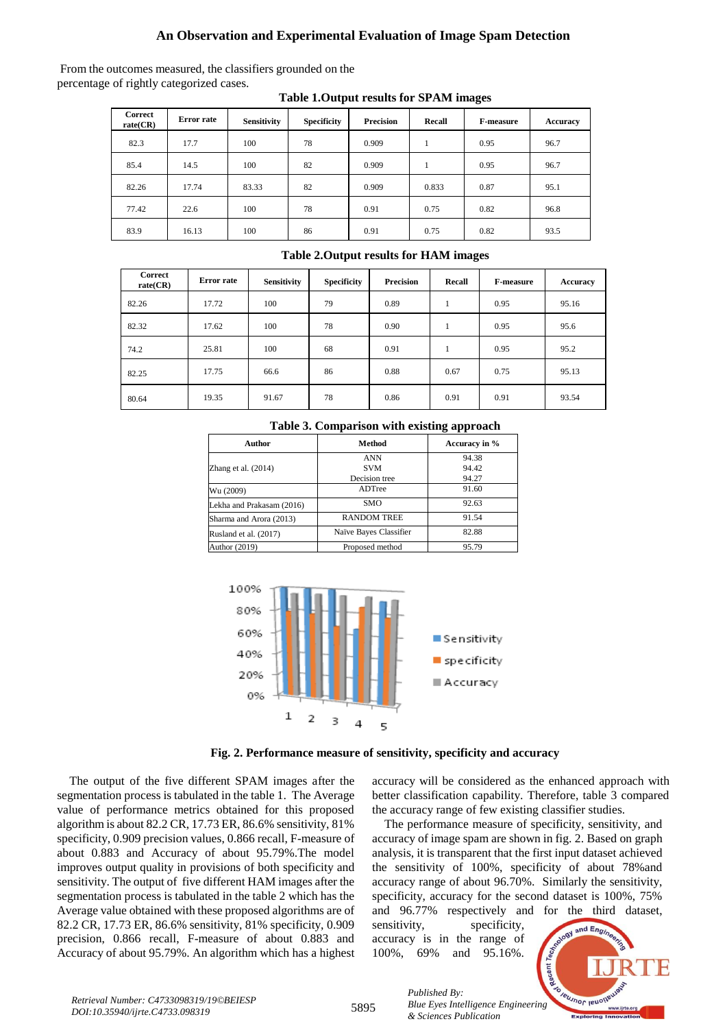From the outcomes measured, the classifiers grounded on the percentage of rightly categorized cases.

**Table 1.Output results for SPAM images**

| Correct rate(CR) | Error rate | Sensitivity | Specificity | Precision | Recall | F-measure | Accuracy |
|---|---|---|---|---|---|---|---|
| 82.3 | 17.7 | 100 | 78 | 0.909 | 1 | 0.95 | 96.7 |
| 85.4 | 14.5 | 100 | 82 | 0.909 | 1 | 0.95 | 96.7 |
| 82.26 | 17.74 | 83.33 | 82 | 0.909 | 0.833 | 0.87 | 95.1 |
| 77.42 | 22.6 | 100 | 78 | 0.91 | 0.75 | 0.82 | 96.8 |
| 83.9 | 16.13 | 100 | 86 | 0.91 | 0.75 | 0.82 | 93.5 |

**Table 2.Output results for HAM images**

| Correct rate(CR) | Error rate | Sensitivity | Specificity | Precision | Recall | F-measure | Accuracy |
|---|---|---|---|---|---|---|---|
| 82.26 | 17.72 | 100 | 79 | 0.89 | 1 | 0.95 | 95.16 |
| 82.32 | 17.62 | 100 | 78 | 0.90 | 1 | 0.95 | 95.6 |
| 74.2 | 25.81 | 100 | 68 | 0.91 | 1 | 0.95 | 95.2 |
| 82.25 | 17.75 | 66.6 | 86 | 0.88 | 0.67 | 0.75 | 95.13 |
| 80.64 | 19.35 | 91.67 | 78 | 0.86 | 0.91 | 0.91 | 93.54 |

**Table 3. Comparison with existing approach**

| Author | Method | Accuracy in % |
|---|---|---|
| Zhang et al. (2014) | ANN<br>SVM<br>Decision tree | 94.38<br>94.42<br>94.27 |
| Wu (2009) | ADTree | 91.60 |
| Lekha and Prakasam (2016) | SMO | 92.63 |
| Sharma and Arora (2013) | RANDOM TREE | 91.54 |
| Rusland et al. (2017) | Naïve Bayes Classifier | 82.88 |
| Author (2019) | Proposed method | 95.79 |

**Fig. 2. Performance measure of sensitivity, specificity and accuracy**

The output of the five different SPAM images after the segmentation process is tabulated in the table 1. The Average value of performance metrics obtained for this proposed algorithm is about 82.2 CR, 17.73 ER, 86.6% sensitivity, 81% specificity, 0.909 precision values, 0.866 recall, F-measure of about 0.883 and Accuracy of about 95.79%.The model improves output quality in provisions of both specificity and sensitivity. The output of five different HAM images after the segmentation process is tabulated in the table 2 which has the Average value obtained with these proposed algorithms are of 82.2 CR, 17.73 ER, 86.6% sensitivity, 81% specificity, 0.909 precision, 0.866 recall, F-measure of about 0.883 and Accuracy of about 95.79%. An algorithm which has a highest accuracy will be considered as the enhanced approach with better classification capability. Therefore, table 3 compared the accuracy range of few existing classifier studies.

The performance measure of specificity, sensitivity, and accuracy of image spam are shown in fig. 2. Based on graph analysis, it is transparent that the first input dataset achieved the sensitivity of 100%, specificity of about 78%and accuracy range of about 96.70%. Similarly the sensitivity, specificity, accuracy for the second dataset is 100%, 75% and 96.77% respectively and for the third dataset, sensitivity, specificity, accuracy is in the range of 100%, 69% and 95.16%.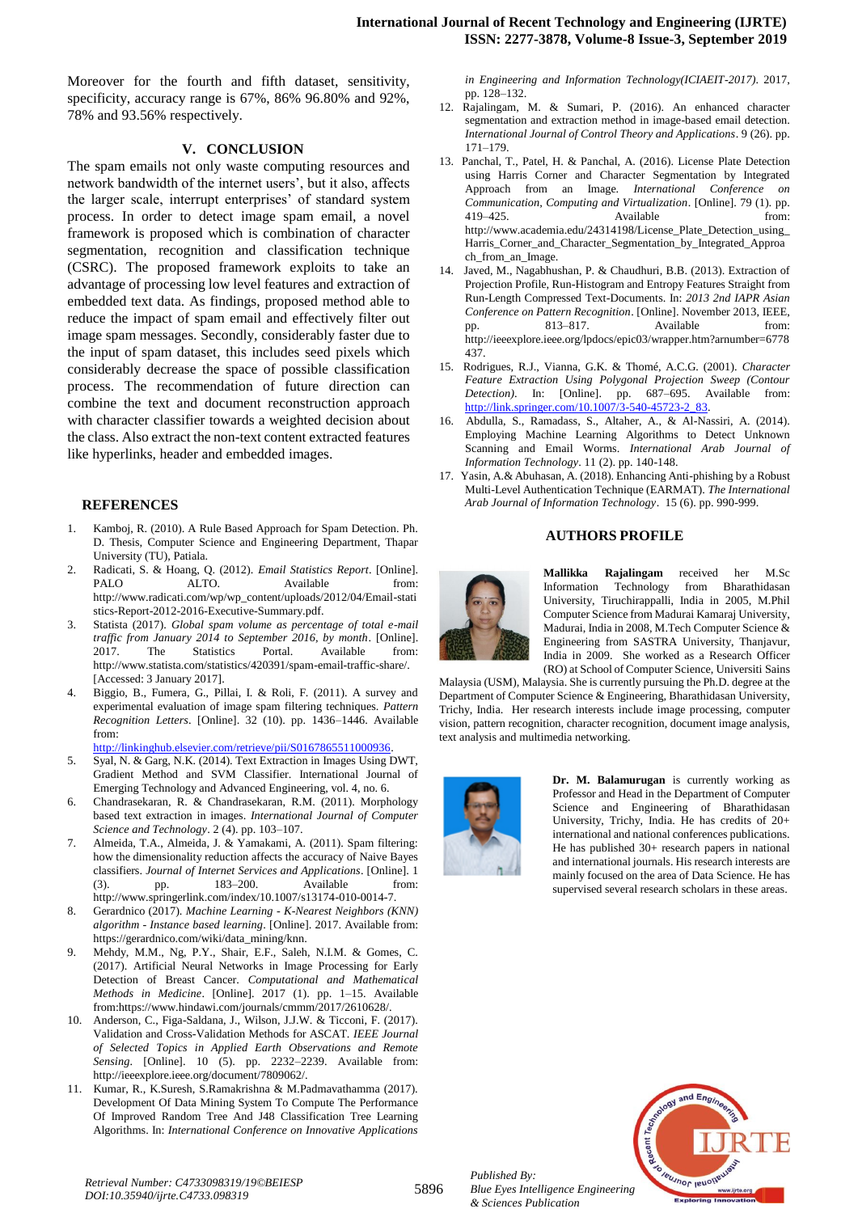Moreover for the fourth and fifth dataset, sensitivity, specificity, accuracy range is 67%, 86% 96.80% and 92%, 78% and 93.56% respectively.

## V. CONCLUSION

The spam emails not only waste computing resources and network bandwidth of the internet users', but it also, affects the larger scale, interrupt enterprises' of standard system process. In order to detect image spam email, a novel framework is proposed which is combination of character segmentation, recognition and classification technique (CSRC). The proposed framework exploits to take an advantage of processing low level features and extraction of embedded text data. As findings, proposed method able to reduce the impact of spam email and effectively filter out image spam messages. Secondly, considerably faster due to the input of spam dataset, this includes seed pixels which considerably decrease the space of possible classification process. The recommendation of future direction can combine the text and document reconstruction approach with character classifier towards a weighted decision about the class. Also extract the non-text content extracted features like hyperlinks, header and embedded images.

## REFERENCES

1. Kamboj, R. (2010). A Rule Based Approach for Spam Detection. Ph. D. Thesis, Computer Science and Engineering Department, Thapar University (TU), Patiala.
2. Radicati, S. & Hoang, Q. (2012). *Email Statistics Report*. [Online]. PALO ALTO. Available from: http://www.radicati.com/wp/wp_content/uploads/2012/04/Email-statistics-Report-2012-2016-Executive-Summary.pdf.
3. Statista (2017). *Global spam volume as percentage of total e-mail traffic from January 2014 to September 2016, by month*. [Online]. 2017. The Statistics Portal. Available from: http://www.statista.com/statistics/420391/spam-email-traffic-share/. [Accessed: 3 January 2017].
4. Biggio, B., Fumera, G., Pillai, I. & Roli, F. (2011). A survey and experimental evaluation of image spam filtering techniques. *Pattern Recognition Letters*. [Online]. 32 (10). pp. 1436–1446. Available from: http://linkinghub.elsevier.com/retrieve/pii/S0167865511000936.
5. Syal, N. & Garg, N.K. (2014). Text Extraction in Images Using DWT, Gradient Method and SVM Classifier. International Journal of Emerging Technology and Advanced Engineering, vol. 4, no. 6.
6. Chandrasekaran, R. & Chandrasekaran, R.M. (2011). Morphology based text extraction in images. *International Journal of Computer Science and Technology*. 2 (4). pp. 103–107.
7. Almeida, T.A., Almeida, J. & Yamakami, A. (2011). Spam filtering: how the dimensionality reduction affects the accuracy of Naive Bayes classifiers. *Journal of Internet Services and Applications*. [Online]. 1 (3). pp. 183–200. Available from: http://www.springerlink.com/index/10.1007/s13174-010-0014-7.
8. Gerardnico (2017). *Machine Learning - K-Nearest Neighbors (KNN) algorithm - Instance based learning*. [Online]. 2017. Available from: https://gerardnico.com/wiki/data_mining/knn.
9. Mehdy, M.M., Ng, P.Y., Shair, E.F., Saleh, N.I.M. & Gomes, C. (2017). Artificial Neural Networks in Image Processing for Early Detection of Breast Cancer. *Computational and Mathematical Methods in Medicine*. [Online]. 2017 (1). pp. 1–15. Available from:https://www.hindawi.com/journals/cmmm/2017/2610628/.
10. Anderson, C., Figa-Saldana, J., Wilson, J.J.W. & Ticconi, F. (2017). Validation and Cross-Validation Methods for ASCAT. *IEEE Journal of Selected Topics in Applied Earth Observations and Remote Sensing*. [Online]. 10 (5). pp. 2232–2239. Available from: http://ieeexplore.ieee.org/document/7809062/.
11. Kumar, R., K.Suresh, S.Ramakrishna & M.Padmavathamma (2017). Development Of Data Mining System To Compute The Performance Of Improved Random Tree And J48 Classification Tree Learning Algorithms. In: *International Conference on Innovative Applications in Engineering and Information Technology(ICIAEIT-2017)*. 2017, pp. 128–132.
12. Rajalingam, M. & Sumari, P. (2016). An enhanced character segmentation and extraction method in image-based email detection. *International Journal of Control Theory and Applications*. 9 (26). pp. 171–179.
13. Panchal, T., Patel, H. & Panchal, A. (2016). License Plate Detection using Harris Corner and Character Segmentation by Integrated Approach from an Image. *International Conference on Communication, Computing and Virtualization*. [Online]. 79 (1). pp. 419–425. Available from: http://www.academia.edu/24314198/License_Plate_Detection_using_Harris_Corner_and_Character_Segmentation_by_Integrated_Approach_from_an_Image.
14. Javed, M., Nagabhushan, P. & Chaudhuri, B.B. (2013). Extraction of Projection Profile, Run-Histogram and Entropy Features Straight from Run-Length Compressed Text-Documents. In: *2013 2nd IAPR Asian Conference on Pattern Recognition*. [Online]. November 2013, IEEE, pp. 813–817. Available from: http://ieeexplore.ieee.org/lpdocs/epic03/wrapper.htm?arnumber=6778437.
15. Rodrigues, R.J., Vianna, G.K. & Thomé, A.C.G. (2001). *Character Feature Extraction Using Polygonal Projection Sweep (Contour Detection)*. In: [Online]. pp. 687–695. Available from: http://link.springer.com/10.1007/3-540-45723-2_83.
16. Abdulla, S., Ramadass, S., Altaher, A., & Al-Nassiri, A. (2014). Employing Machine Learning Algorithms to Detect Unknown Scanning and Email Worms. *International Arab Journal of Information Technology*. 11 (2). pp. 140-148.
17. Yasin, A.& Abuhasan, A. (2018). Enhancing Anti-phishing by a Robust Multi-Level Authentication Technique (EARMAT). *The International Arab Journal of Information Technology*. 15 (6). pp. 990-999.

## AUTHORS PROFILE

**Mallikka Rajalingam** received her M.Sc Information Technology from Bharathidasan University, Tiruchirappalli, India in 2005, M.Phil Computer Science from Madurai Kamaraj University, Madurai, India in 2008, M.Tech Computer Science & Engineering from SASTRA University, Thanjavur, India in 2009. She worked as a Research Officer (RO) at School of Computer Science, Universiti Sains Malaysia (USM), Malaysia. She is currently pursuing the Ph.D. degree at the Department of Computer Science & Engineering, Bharathidasan University, Trichy, India. Her research interests include image processing, computer vision, pattern recognition, character recognition, document image analysis, text analysis and multimedia networking.

**Dr. M. Balamurugan** is currently working as Professor and Head in the Department of Computer Science and Engineering of Bharathidasan University, Trichy, India. He has credits of 20+ international and national conferences publications. He has published 30+ research papers in national and international journals. His research interests are mainly focused on the area of Data Science. He has supervised several research scholars in these areas.